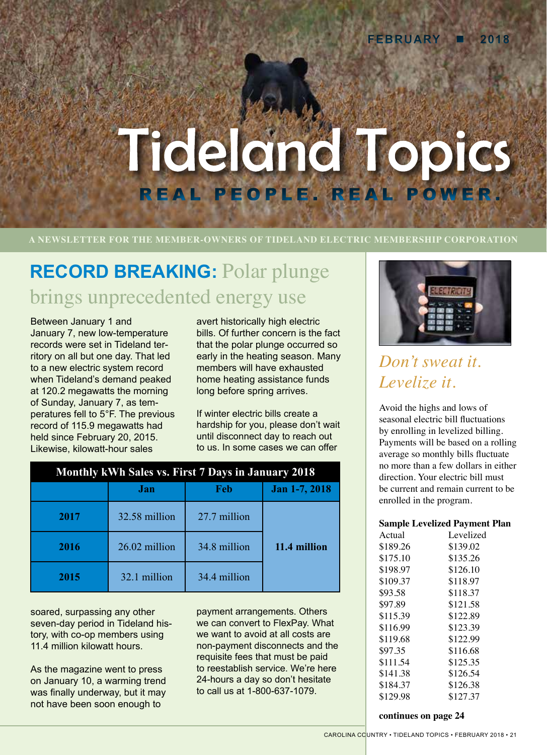FEBRUARY ■ 2018

# Tideland Topics

**REAL PEOPLE. REAL POWER.**

A NEWSLETTER FOR THE MEMBER-OWNERS OF TIDELAND ELECTRIC MEMBERSHIP CORPORATION

## RECORD BREAKING: Polar plunge brings unprecedented energy use

Between January 1 and January 7, new low-temperature records were set in Tideland territory on all but one day. That led to a new electric system record when Tideland's demand peaked at 120.2 megawatts the morning of Sunday, January 7, as temperatures fell to 5°F. The previous record of 115.9 megawatts had held since February 20, 2015. Likewise, kilowatt-hour sales soared, surpassing any other seven-day period in Tideland history, with co-op members using 11.4 million kilowatt hours.

As the magazine went to press on January 10, a warming trend was finally underway, but it may not have been soon enough to avert historically high electric bills. Of further concern is the fact that the polar plunge occurred so early in the heating season. Many members will have exhausted home heating assistance funds long before spring arrives.

If winter electric bills create a hardship for you, please don't wait until disconnect day to reach out to us. In some cases we can offer payment arrangements. Others we can convert to FlexPay. What we want to avoid at all costs are non-payment disconnects and the requisite fees that must be paid to reestablish service. We're here 24-hours a day so don't hesitate to call us at 1-800-637-1079.

**Monthly kWh Sales vs. First 7 Days in January 2018**

| | Jan | Feb | Jan 1-7, 2018 |
|---|---|---|---|
| **2017** | 32.58 million | 27.7 million | |
| **2016** | 26.02 million | 34.8 million | **11.4 million** |
| **2015** | 32.1 million | 34.4 million | |

## *Don't sweat it. Levelize it.*

Avoid the highs and lows of seasonal electric bill fluctuations by enrolling in levelized billing. Payments will be based on a rolling average so monthly bills fluctuate no more than a few dollars in either direction. Your electric bill must be current and remain current to be enrolled in the program.

**Sample Levelized Payment Plan**

| Actual | Levelized |
|---|---|
| $189.26 | $139.02 |
| $175.10 | $135.26 |
| $198.97 | $126.10 |
| $109.37 | $118.97 |
| $93.58 | $118.37 |
| $97.89 | $121.58 |
| $115.39 | $122.89 |
| $116.99 | $123.39 |
| $119.68 | $122.99 |
| $97.35 | $116.68 |
| $111.54 | $125.35 |
| $141.38 | $126.54 |
| $184.37 | $126.38 |
| $129.98 | $127.37 |

**continues on page 24**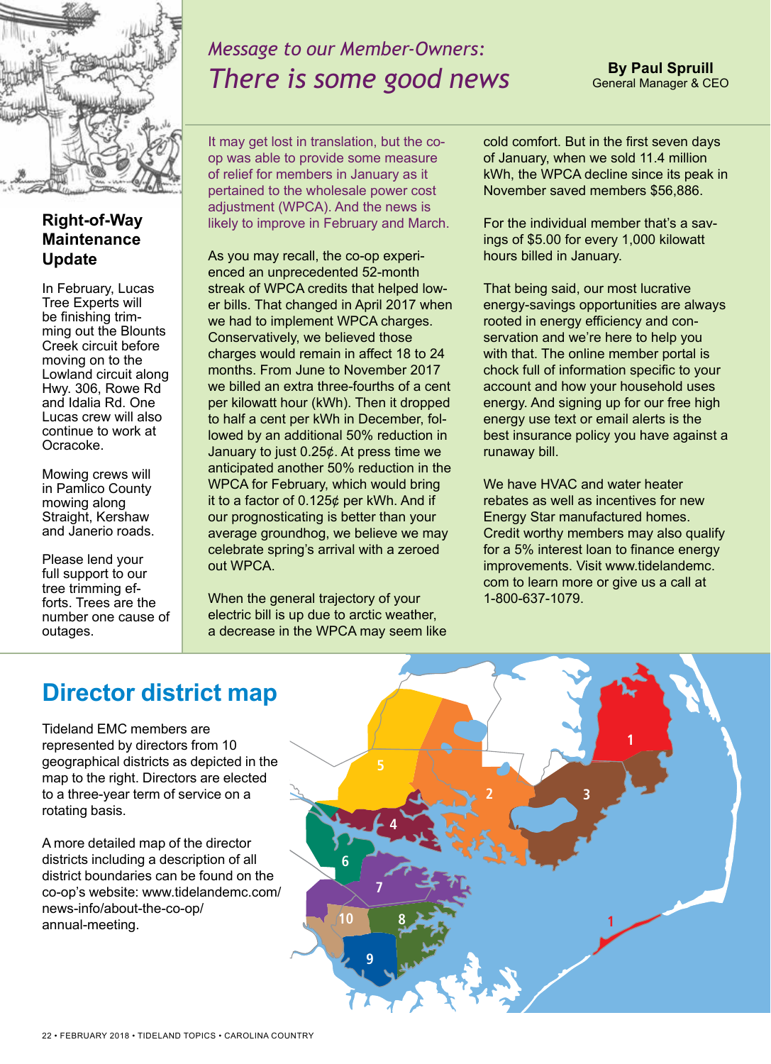## Right-of-Way Maintenance Update

In February, Lucas Tree Experts will be finishing trimming out the Blounts Creek circuit before moving on to the Lowland circuit along Hwy. 306, Rowe Rd and Idalia Rd. One Lucas crew will also continue to work at Ocracoke.

Mowing crews will in Pamlico County mowing along Straight, Kershaw and Janerio roads.

Please lend your full support to our tree trimming efforts. Trees are the number one cause of outages.

*Message to our Member-Owners:*

# *There is some good news*

**By Paul Spruill**
General Manager & CEO

It may get lost in translation, but the co-op was able to provide some measure of relief for members in January as it pertained to the wholesale power cost adjustment (WPCA). And the news is likely to improve in February and March.

As you may recall, the co-op experienced an unprecedented 52-month streak of WPCA credits that helped lower bills. That changed in April 2017 when we had to implement WPCA charges. Conservatively, we believed those charges would remain in affect 18 to 24 months. From June to November 2017 we billed an extra three-fourths of a cent per kilowatt hour (kWh). Then it dropped to half a cent per kWh in December, followed by an additional 50% reduction in January to just 0.25¢. At press time we anticipated another 50% reduction in the WPCA for February, which would bring it to a factor of 0.125¢ per kWh. And if our prognosticating is better than your average groundhog, we believe we may celebrate spring's arrival with a zeroed out WPCA.

When the general trajectory of your electric bill is up due to arctic weather, a decrease in the WPCA may seem like cold comfort. But in the first seven days of January, when we sold 11.4 million kWh, the WPCA decline since its peak in November saved members $56,886.

For the individual member that's a savings of $5.00 for every 1,000 kilowatt hours billed in January.

That being said, our most lucrative energy-savings opportunities are always rooted in energy efficiency and conservation and we're here to help you with that. The online member portal is chock full of information specific to your account and how your household uses energy. And signing up for our free high energy use text or email alerts is the best insurance policy you have against a runaway bill.

We have HVAC and water heater rebates as well as incentives for new Energy Star manufactured homes. Credit worthy members may also qualify for a 5% interest loan to finance energy improvements. Visit www.tidelandemc.com to learn more or give us a call at 1-800-637-1079.

## Director district map

Tideland EMC members are represented by directors from 10 geographical districts as depicted in the map to the right. Directors are elected to a three-year term of service on a rotating basis.

A more detailed map of the director districts including a description of all district boundaries can be found on the co-op's website: www.tidelandemc.com/news-info/about-the-co-op/annual-meeting.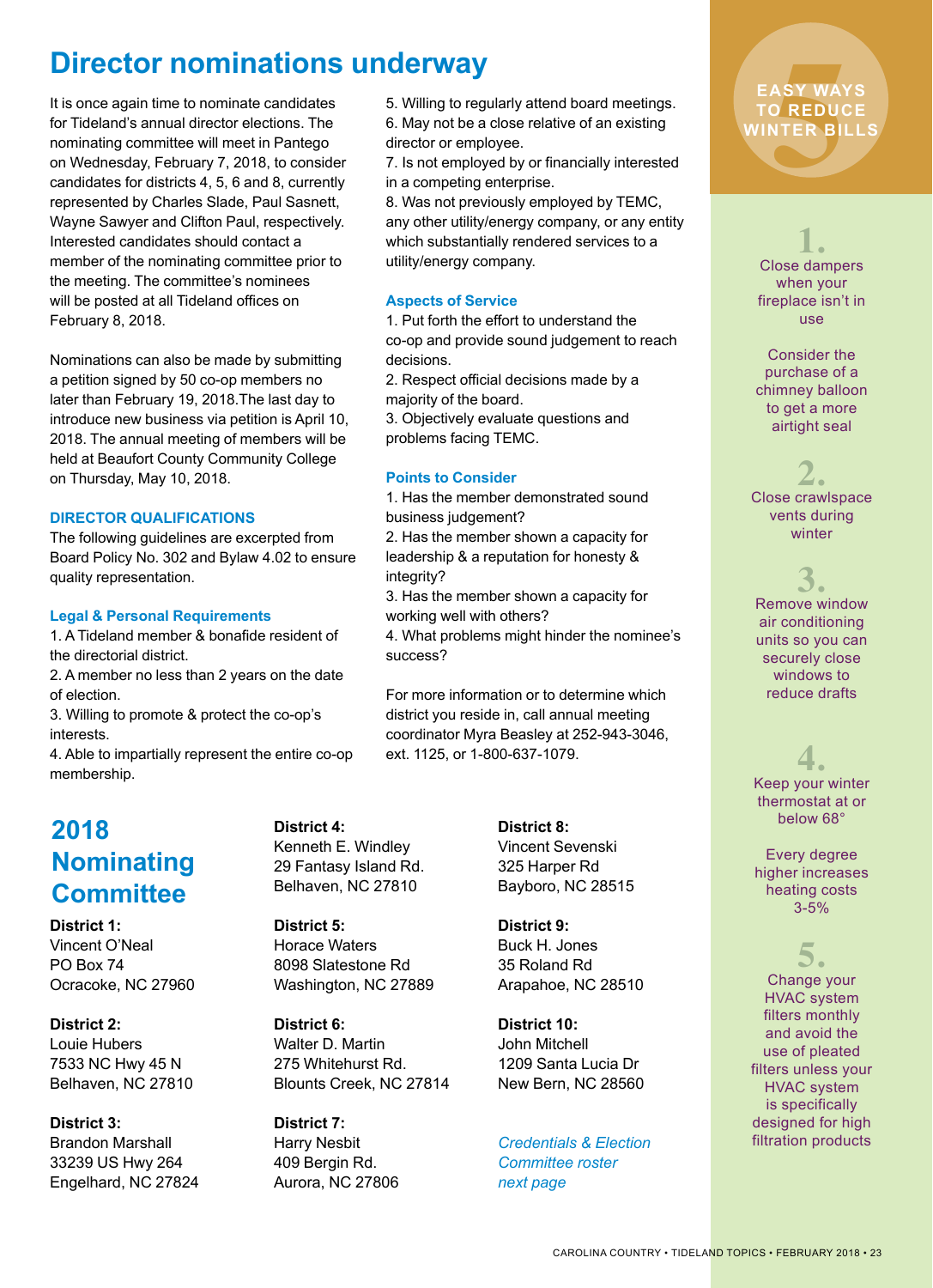# Director nominations underway

It is once again time to nominate candidates for Tideland's annual director elections. The nominating committee will meet in Pantego on Wednesday, February 7, 2018, to consider candidates for districts 4, 5, 6 and 8, currently represented by Charles Slade, Paul Sasnett, Wayne Sawyer and Clifton Paul, respectively. Interested candidates should contact a member of the nominating committee prior to the meeting. The committee's nominees will be posted at all Tideland offices on February 8, 2018.

Nominations can also be made by submitting a petition signed by 50 co-op members no later than February 19, 2018.The last day to introduce new business via petition is April 10, 2018. The annual meeting of members will be held at Beaufort County Community College on Thursday, May 10, 2018.

### DIRECTOR QUALIFICATIONS

The following guidelines are excerpted from Board Policy No. 302 and Bylaw 4.02 to ensure quality representation.

### Legal & Personal Requirements

1. A Tideland member & bonafide resident of the directorial district.
2. A member no less than 2 years on the date of election.
3. Willing to promote & protect the co-op's interests.
4. Able to impartially represent the entire co-op membership.
5. Willing to regularly attend board meetings.
6. May not be a close relative of an existing director or employee.
7. Is not employed by or financially interested in a competing enterprise.
8. Was not previously employed by TEMC, any other utility/energy company, or any entity which substantially rendered services to a utility/energy company.

### Aspects of Service

1. Put forth the effort to understand the co-op and provide sound judgement to reach decisions.
2. Respect official decisions made by a majority of the board.
3. Objectively evaluate questions and problems facing TEMC.

### Points to Consider

1. Has the member demonstrated sound business judgement?
2. Has the member shown a capacity for leadership & a reputation for honesty & integrity?
3. Has the member shown a capacity for working well with others?
4. What problems might hinder the nominee's success?

For more information or to determine which district you reside in, call annual meeting coordinator Myra Beasley at 252-943-3046, ext. 1125, or 1-800-637-1079.

## 2018 Nominating Committee

**District 1:**
Vincent O'Neal
PO Box 74
Ocracoke, NC 27960

**District 2:**
Louie Hubers
7533 NC Hwy 45 N
Belhaven, NC 27810

**District 3:**
Brandon Marshall
33239 US Hwy 264
Engelhard, NC 27824

**District 4:**
Kenneth E. Windley
29 Fantasy Island Rd.
Belhaven, NC 27810

**District 5:**
Horace Waters
8098 Slatestone Rd
Washington, NC 27889

**District 6:**
Walter D. Martin
275 Whitehurst Rd.
Blounts Creek, NC 27814

**District 7:**
Harry Nesbit
409 Bergin Rd.
Aurora, NC 27806

**District 8:**
Vincent Sevenski
325 Harper Rd
Bayboro, NC 28515

**District 9:**
Buck H. Jones
35 Roland Rd
Arapahoe, NC 28510

**District 10:**
John Mitchell
1209 Santa Lucia Dr
New Bern, NC 28560

*Credentials & Election Committee roster next page*

## 5 EASY WAYS TO REDUCE WINTER BILLS

**1.** Close dampers when your fireplace isn't in use

Consider the purchase of a chimney balloon to get a more airtight seal

**2.** Close crawlspace vents during winter

**3.** Remove window air conditioning units so you can securely close windows to reduce drafts

**4.** Keep your winter thermostat at or below 68°

Every degree higher increases heating costs 3-5%

**5.** Change your HVAC system filters monthly and avoid the use of pleated filters unless your HVAC system is specifically designed for high filtration products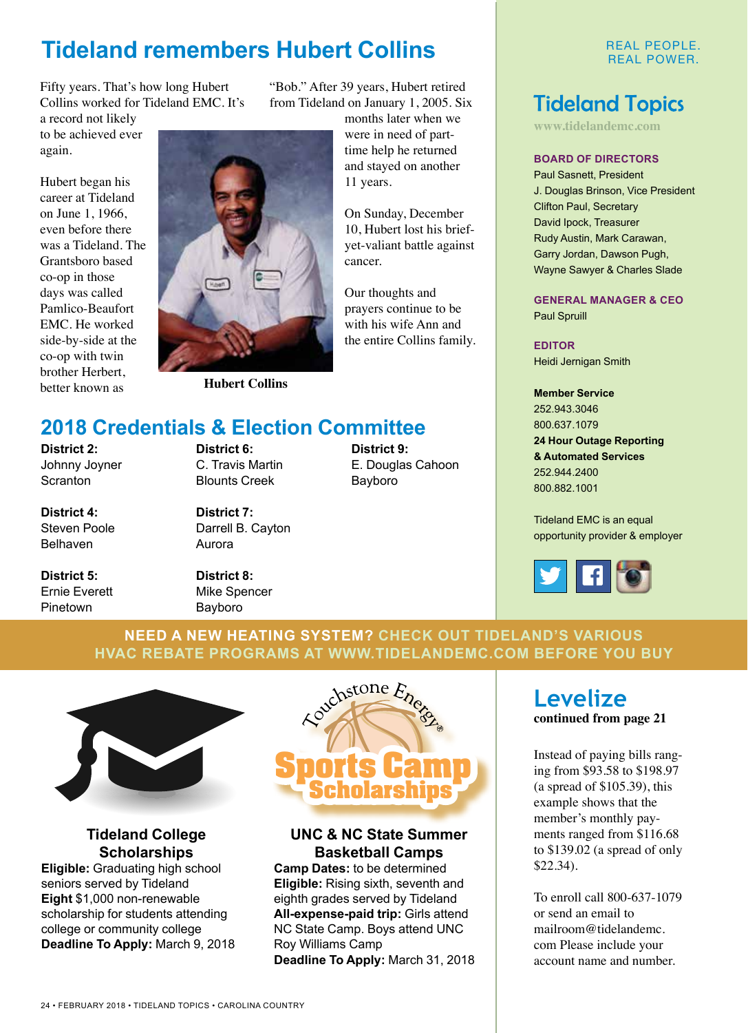# Tideland remembers Hubert Collins

Fifty years. That's how long Hubert Collins worked for Tideland EMC. It's a record not likely to be achieved ever again.

Hubert began his career at Tideland on June 1, 1966, even before there was a Tideland. The Grantsboro based co-op in those days was called Pamlico-Beaufort EMC. He worked side-by-side at the co-op with twin brother Herbert, better known as "Bob." After 39 years, Hubert retired from Tideland on January 1, 2005. Six months later when we were in need of part-time help he returned and stayed on another 11 years.

On Sunday, December 10, Hubert lost his brief-yet-valiant battle against cancer.

Our thoughts and prayers continue to be with his wife Ann and the entire Collins family.

Hubert Collins

## 2018 Credentials & Election Committee

**District 2:**
Johnny Joyner
Scranton

**District 4:**
Steven Poole
Belhaven

**District 5:**
Ernie Everett
Pinetown

**District 6:**
C. Travis Martin
Blounts Creek

**District 7:**
Darrell B. Cayton
Aurora

**District 8:**
Mike Spencer
Bayboro

**District 9:**
E. Douglas Cahoon
Bayboro

REAL PEOPLE.
REAL POWER.

## Tideland Topics

www.tidelandemc.com

**BOARD OF DIRECTORS**
Paul Sasnett, President
J. Douglas Brinson, Vice President
Clifton Paul, Secretary
David Ipock, Treasurer
Rudy Austin, Mark Carawan, Garry Jordan, Dawson Pugh, Wayne Sawyer & Charles Slade

**GENERAL MANAGER & CEO**
Paul Spruill

**EDITOR**
Heidi Jernigan Smith

**Member Service**
252.943.3046
800.637.1079

**24 Hour Outage Reporting & Automated Services**
252.944.2400
800.882.1001

Tideland EMC is an equal opportunity provider & employer

**NEED A NEW HEATING SYSTEM? CHECK OUT TIDELAND'S VARIOUS HVAC REBATE PROGRAMS AT WWW.TIDELANDEMC.COM BEFORE YOU BUY**

### Tideland College Scholarships

**Eligible:** Graduating high school seniors served by Tideland
**Eight** $1,000 non-renewable scholarship for students attending college or community college
**Deadline To Apply:** March 9, 2018

Touchstone Energy®
Sports Camp Scholarships

### UNC & NC State Summer Basketball Camps

**Camp Dates:** to be determined
**Eligible:** Rising sixth, seventh and eighth grades served by Tideland
**All-expense-paid trip:** Girls attend NC State Camp. Boys attend UNC Roy Williams Camp
**Deadline To Apply:** March 31, 2018

## Levelize

**continued from page 21**

Instead of paying bills ranging from $93.58 to $198.97 (a spread of $105.39), this example shows that the member's monthly payments ranged from $116.68 to $139.02 (a spread of only $22.34).

To enroll call 800-637-1079 or send an email to mailroom@tidelandemc.com Please include your account name and number.